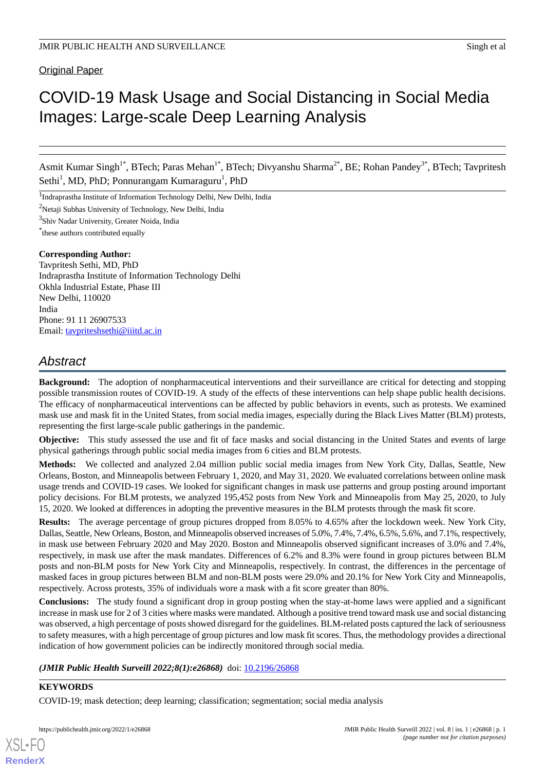Original Paper

# COVID-19 Mask Usage and Social Distancing in Social Media Images: Large-scale Deep Learning Analysis

Asmit Kumar Singh[1*], BTech; Paras Mehan[1*], BTech; Divyanshu Sharma[2*], BE; Rohan Pandey[3*], BTech; Tavpritesh Sethi[1], MD, PhD; Ponnurangam Kumaraguru[1], PhD

[1]Indraprastha Institute of Information Technology Delhi, New Delhi, India

[2]Netaji Subhas University of Technology, New Delhi, India

[3]Shiv Nadar University, Greater Noida, India

[*]these authors contributed equally

**Corresponding Author:**
Tavpritesh Sethi, MD, PhD
Indraprastha Institute of Information Technology Delhi
Okhla Industrial Estate, Phase III
New Delhi, 110020
India
Phone: 91 11 26907533
Email: tavpriteshsethi@iiitd.ac.in

## Abstract

**Background:** The adoption of nonpharmaceutical interventions and their surveillance are critical for detecting and stopping possible transmission routes of COVID-19. A study of the effects of these interventions can help shape public health decisions. The efficacy of nonpharmaceutical interventions can be affected by public behaviors in events, such as protests. We examined mask use and mask fit in the United States, from social media images, especially during the Black Lives Matter (BLM) protests, representing the first large-scale public gatherings in the pandemic.

**Objective:** This study assessed the use and fit of face masks and social distancing in the United States and events of large physical gatherings through public social media images from 6 cities and BLM protests.

**Methods:** We collected and analyzed 2.04 million public social media images from New York City, Dallas, Seattle, New Orleans, Boston, and Minneapolis between February 1, 2020, and May 31, 2020. We evaluated correlations between online mask usage trends and COVID-19 cases. We looked for significant changes in mask use patterns and group posting around important policy decisions. For BLM protests, we analyzed 195,452 posts from New York and Minneapolis from May 25, 2020, to July 15, 2020. We looked at differences in adopting the preventive measures in the BLM protests through the mask fit score.

**Results:** The average percentage of group pictures dropped from 8.05% to 4.65% after the lockdown week. New York City, Dallas, Seattle, New Orleans, Boston, and Minneapolis observed increases of 5.0%, 7.4%, 7.4%, 6.5%, 5.6%, and 7.1%, respectively, in mask use between February 2020 and May 2020. Boston and Minneapolis observed significant increases of 3.0% and 7.4%, respectively, in mask use after the mask mandates. Differences of 6.2% and 8.3% were found in group pictures between BLM posts and non-BLM posts for New York City and Minneapolis, respectively. In contrast, the differences in the percentage of masked faces in group pictures between BLM and non-BLM posts were 29.0% and 20.1% for New York City and Minneapolis, respectively. Across protests, 35% of individuals wore a mask with a fit score greater than 80%.

**Conclusions:** The study found a significant drop in group posting when the stay-at-home laws were applied and a significant increase in mask use for 2 of 3 cities where masks were mandated. Although a positive trend toward mask use and social distancing was observed, a high percentage of posts showed disregard for the guidelines. BLM-related posts captured the lack of seriousness to safety measures, with a high percentage of group pictures and low mask fit scores. Thus, the methodology provides a directional indication of how government policies can be indirectly monitored through social media.

***(JMIR Public Health Surveill 2022;8(1):e26868)*** doi: 10.2196/26868

**KEYWORDS**

COVID-19; mask detection; deep learning; classification; segmentation; social media analysis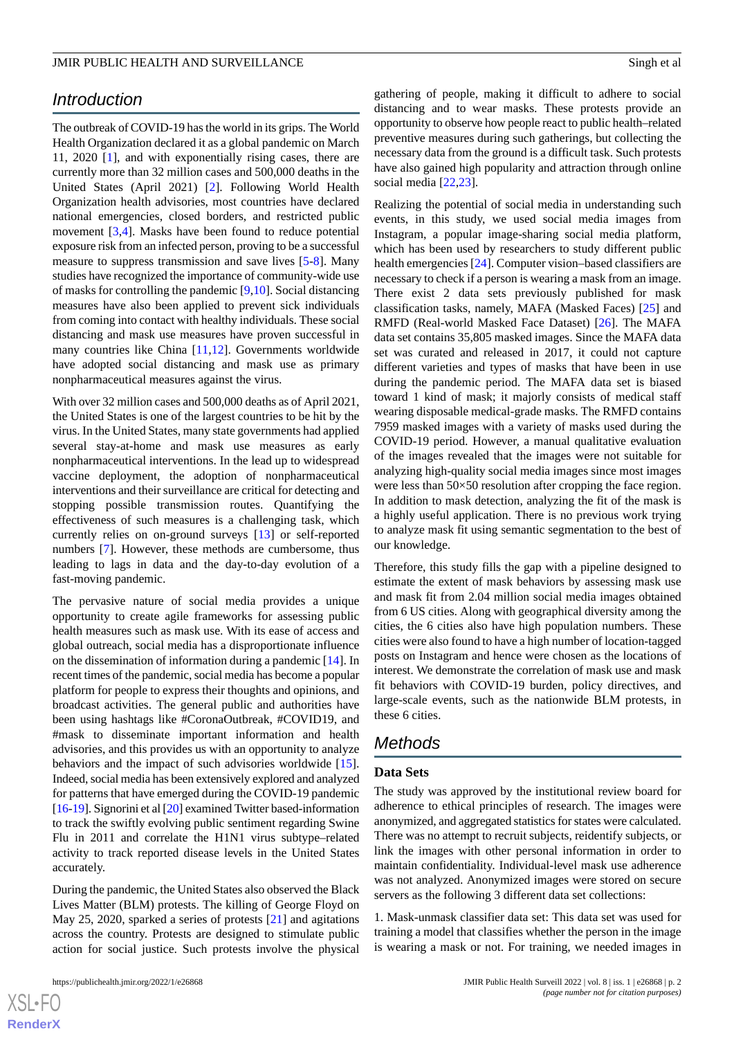## Introduction

The outbreak of COVID-19 has the world in its grips. The World Health Organization declared it as a global pandemic on March 11, 2020 [1], and with exponentially rising cases, there are currently more than 32 million cases and 500,000 deaths in the United States (April 2021) [2]. Following World Health Organization health advisories, most countries have declared national emergencies, closed borders, and restricted public movement [3,4]. Masks have been found to reduce potential exposure risk from an infected person, proving to be a successful measure to suppress transmission and save lives [5-8]. Many studies have recognized the importance of community-wide use of masks for controlling the pandemic [9,10]. Social distancing measures have also been applied to prevent sick individuals from coming into contact with healthy individuals. These social distancing and mask use measures have proven successful in many countries like China [11,12]. Governments worldwide have adopted social distancing and mask use as primary nonpharmaceutical measures against the virus.

With over 32 million cases and 500,000 deaths as of April 2021, the United States is one of the largest countries to be hit by the virus. In the United States, many state governments had applied several stay-at-home and mask use measures as early nonpharmaceutical interventions. In the lead up to widespread vaccine deployment, the adoption of nonpharmaceutical interventions and their surveillance are critical for detecting and stopping possible transmission routes. Quantifying the effectiveness of such measures is a challenging task, which currently relies on on-ground surveys [13] or self-reported numbers [7]. However, these methods are cumbersome, thus leading to lags in data and the day-to-day evolution of a fast-moving pandemic.

The pervasive nature of social media provides a unique opportunity to create agile frameworks for assessing public health measures such as mask use. With its ease of access and global outreach, social media has a disproportionate influence on the dissemination of information during a pandemic [14]. In recent times of the pandemic, social media has become a popular platform for people to express their thoughts and opinions, and broadcast activities. The general public and authorities have been using hashtags like #CoronaOutbreak, #COVID19, and #mask to disseminate important information and health advisories, and this provides us with an opportunity to analyze behaviors and the impact of such advisories worldwide [15]. Indeed, social media has been extensively explored and analyzed for patterns that have emerged during the COVID-19 pandemic [16-19]. Signorini et al [20] examined Twitter based-information to track the swiftly evolving public sentiment regarding Swine Flu in 2011 and correlate the H1N1 virus subtype–related activity to track reported disease levels in the United States accurately.

During the pandemic, the United States also observed the Black Lives Matter (BLM) protests. The killing of George Floyd on May 25, 2020, sparked a series of protests [21] and agitations across the country. Protests are designed to stimulate public action for social justice. Such protests involve the physical gathering of people, making it difficult to adhere to social distancing and to wear masks. These protests provide an opportunity to observe how people react to public health–related preventive measures during such gatherings, but collecting the necessary data from the ground is a difficult task. Such protests have also gained high popularity and attraction through online social media [22,23].

Realizing the potential of social media in understanding such events, in this study, we used social media images from Instagram, a popular image-sharing social media platform, which has been used by researchers to study different public health emergencies [24]. Computer vision–based classifiers are necessary to check if a person is wearing a mask from an image. There exist 2 data sets previously published for mask classification tasks, namely, MAFA (Masked Faces) [25] and RMFD (Real-world Masked Face Dataset) [26]. The MAFA data set contains 35,805 masked images. Since the MAFA data set was curated and released in 2017, it could not capture different varieties and types of masks that have been in use during the pandemic period. The MAFA data set is biased toward 1 kind of mask; it majorly consists of medical staff wearing disposable medical-grade masks. The RMFD contains 7959 masked images with a variety of masks used during the COVID-19 period. However, a manual qualitative evaluation of the images revealed that the images were not suitable for analyzing high-quality social media images since most images were less than 50×50 resolution after cropping the face region. In addition to mask detection, analyzing the fit of the mask is a highly useful application. There is no previous work trying to analyze mask fit using semantic segmentation to the best of our knowledge.

Therefore, this study fills the gap with a pipeline designed to estimate the extent of mask behaviors by assessing mask use and mask fit from 2.04 million social media images obtained from 6 US cities. Along with geographical diversity among the cities, the 6 cities also have high population numbers. These cities were also found to have a high number of location-tagged posts on Instagram and hence were chosen as the locations of interest. We demonstrate the correlation of mask use and mask fit behaviors with COVID-19 burden, policy directives, and large-scale events, such as the nationwide BLM protests, in these 6 cities.

## Methods

### Data Sets

The study was approved by the institutional review board for adherence to ethical principles of research. The images were anonymized, and aggregated statistics for states were calculated. There was no attempt to recruit subjects, reidentify subjects, or link the images with other personal information in order to maintain confidentiality. Individual-level mask use adherence was not analyzed. Anonymized images were stored on secure servers as the following 3 different data set collections:

1. Mask-unmask classifier data set: This data set was used for training a model that classifies whether the person in the image is wearing a mask or not. For training, we needed images in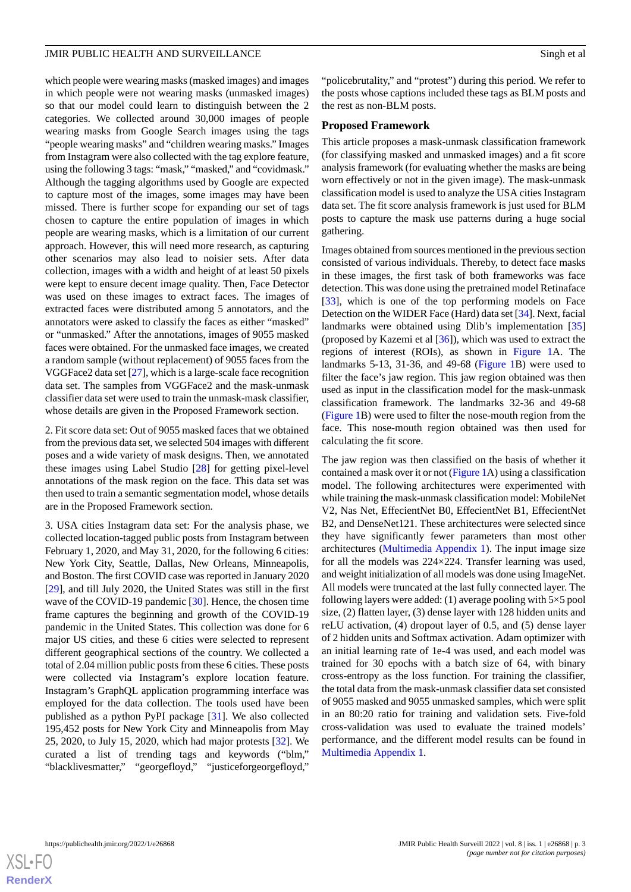which people were wearing masks (masked images) and images in which people were not wearing masks (unmasked images) so that our model could learn to distinguish between the 2 categories. We collected around 30,000 images of people wearing masks from Google Search images using the tags "people wearing masks" and "children wearing masks." Images from Instagram were also collected with the tag explore feature, using the following 3 tags: "mask," "masked," and "covidmask." Although the tagging algorithms used by Google are expected to capture most of the images, some images may have been missed. There is further scope for expanding our set of tags chosen to capture the entire population of images in which people are wearing masks, which is a limitation of our current approach. However, this will need more research, as capturing other scenarios may also lead to noisier sets. After data collection, images with a width and height of at least 50 pixels were kept to ensure decent image quality. Then, Face Detector was used on these images to extract faces. The images of extracted faces were distributed among 5 annotators, and the annotators were asked to classify the faces as either "masked" or "unmasked." After the annotations, images of 9055 masked faces were obtained. For the unmasked face images, we created a random sample (without replacement) of 9055 faces from the VGGFace2 data set [27], which is a large-scale face recognition data set. The samples from VGGFace2 and the mask-unmask classifier data set were used to train the unmask-mask classifier, whose details are given in the Proposed Framework section.

2. Fit score data set: Out of 9055 masked faces that we obtained from the previous data set, we selected 504 images with different poses and a wide variety of mask designs. Then, we annotated these images using Label Studio [28] for getting pixel-level annotations of the mask region on the face. This data set was then used to train a semantic segmentation model, whose details are in the Proposed Framework section.

3. USA cities Instagram data set: For the analysis phase, we collected location-tagged public posts from Instagram between February 1, 2020, and May 31, 2020, for the following 6 cities: New York City, Seattle, Dallas, New Orleans, Minneapolis, and Boston. The first COVID case was reported in January 2020 [29], and till July 2020, the United States was still in the first wave of the COVID-19 pandemic [30]. Hence, the chosen time frame captures the beginning and growth of the COVID-19 pandemic in the United States. This collection was done for 6 major US cities, and these 6 cities were selected to represent different geographical sections of the country. We collected a total of 2.04 million public posts from these 6 cities. These posts were collected via Instagram's explore location feature. Instagram's GraphQL application programming interface was employed for the data collection. The tools used have been published as a python PyPI package [31]. We also collected 195,452 posts for New York City and Minneapolis from May 25, 2020, to July 15, 2020, which had major protests [32]. We curated a list of trending tags and keywords ("blm," "blacklivesmatter," "georgefloyd," "justiceforgeorgefloyd," "policebrutality," and "protest") during this period. We refer to the posts whose captions included these tags as BLM posts and the rest as non-BLM posts.

### Proposed Framework

This article proposes a mask-unmask classification framework (for classifying masked and unmasked images) and a fit score analysis framework (for evaluating whether the masks are being worn effectively or not in the given image). The mask-unmask classification model is used to analyze the USA cities Instagram data set. The fit score analysis framework is just used for BLM posts to capture the mask use patterns during a huge social gathering.

Images obtained from sources mentioned in the previous section consisted of various individuals. Thereby, to detect face masks in these images, the first task of both frameworks was face detection. This was done using the pretrained model Retinaface [33], which is one of the top performing models on Face Detection on the WIDER Face (Hard) data set [34]. Next, facial landmarks were obtained using Dlib's implementation [35] (proposed by Kazemi et al [36]), which was used to extract the regions of interest (ROIs), as shown in Figure 1A. The landmarks 5-13, 31-36, and 49-68 (Figure 1B) were used to filter the face's jaw region. This jaw region obtained was then used as input in the classification model for the mask-unmask classification framework. The landmarks 32-36 and 49-68 (Figure 1B) were used to filter the nose-mouth region from the face. This nose-mouth region obtained was then used for calculating the fit score.

The jaw region was then classified on the basis of whether it contained a mask over it or not (Figure 1A) using a classification model. The following architectures were experimented with while training the mask-unmask classification model: MobileNet V2, Nas Net, EffecientNet B0, EffecientNet B1, EffecientNet B2, and DenseNet121. These architectures were selected since they have significantly fewer parameters than most other architectures (Multimedia Appendix 1). The input image size for all the models was 224×224. Transfer learning was used, and weight initialization of all models was done using ImageNet. All models were truncated at the last fully connected layer. The following layers were added: (1) average pooling with 5×5 pool size, (2) flatten layer, (3) dense layer with 128 hidden units and reLU activation, (4) dropout layer of 0.5, and (5) dense layer of 2 hidden units and Softmax activation. Adam optimizer with an initial learning rate of 1e-4 was used, and each model was trained for 30 epochs with a batch size of 64, with binary cross-entropy as the loss function. For training the classifier, the total data from the mask-unmask classifier data set consisted of 9055 masked and 9055 unmasked samples, which were split in an 80:20 ratio for training and validation sets. Five-fold cross-validation was used to evaluate the trained models' performance, and the different model results can be found in Multimedia Appendix 1.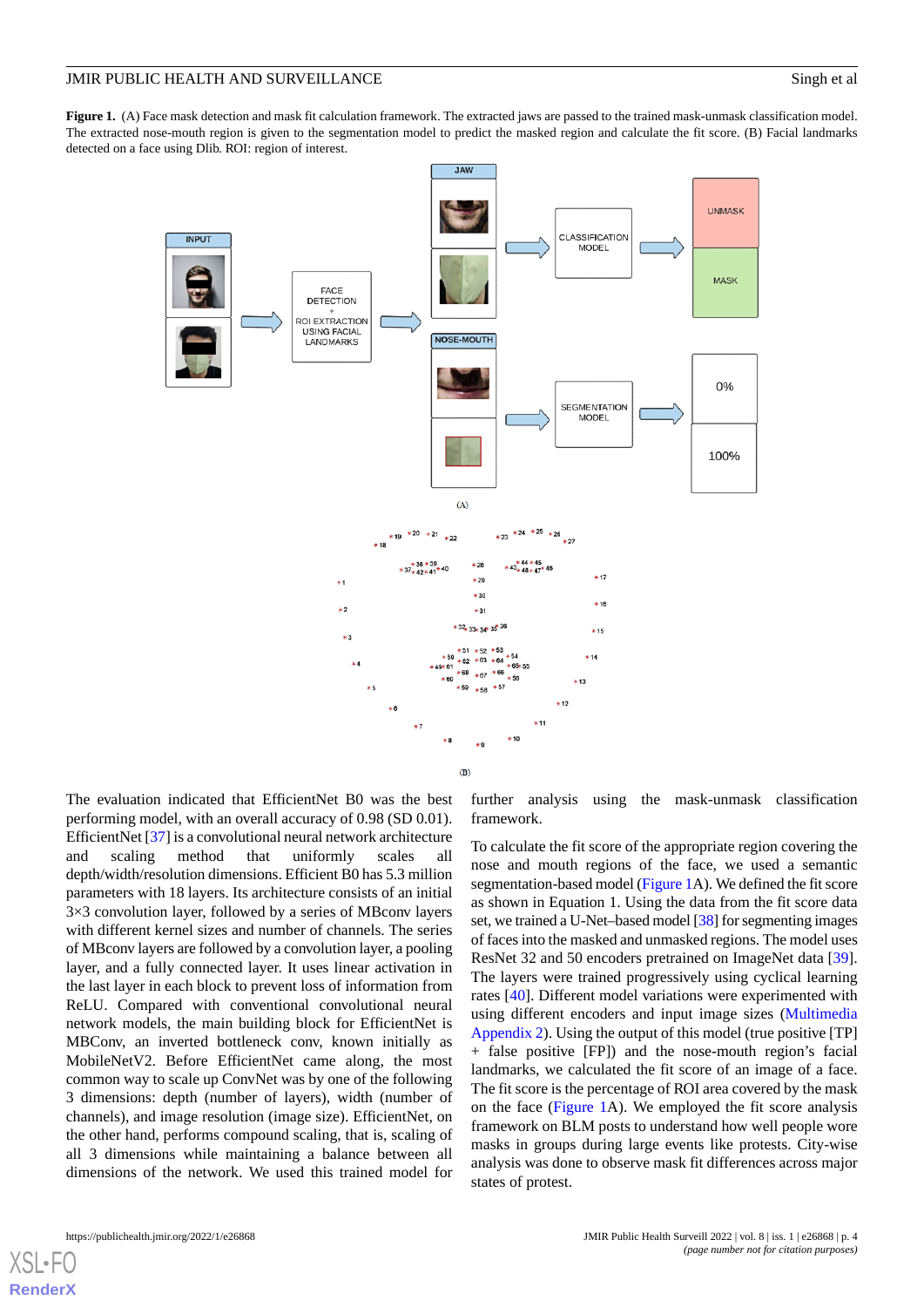**Figure 1.** (A) Face mask detection and mask fit calculation framework. The extracted jaws are passed to the trained mask-unmask classification model. The extracted nose-mouth region is given to the segmentation model to predict the masked region and calculate the fit score. (B) Facial landmarks detected on a face using Dlib. ROI: region of interest.

The evaluation indicated that EfficientNet B0 was the best performing model, with an overall accuracy of 0.98 (SD 0.01). EfficientNet [37] is a convolutional neural network architecture and scaling method that uniformly scales all depth/width/resolution dimensions. Efficient B0 has 5.3 million parameters with 18 layers. Its architecture consists of an initial 3×3 convolution layer, followed by a series of MBconv layers with different kernel sizes and number of channels. The series of MBconv layers are followed by a convolution layer, a pooling layer, and a fully connected layer. It uses linear activation in the last layer in each block to prevent loss of information from ReLU. Compared with conventional convolutional neural network models, the main building block for EfficientNet is MBConv, an inverted bottleneck conv, known initially as MobileNetV2. Before EfficientNet came along, the most common way to scale up ConvNet was by one of the following 3 dimensions: depth (number of layers), width (number of channels), and image resolution (image size). EfficientNet, on the other hand, performs compound scaling, that is, scaling of all 3 dimensions while maintaining a balance between all dimensions of the network. We used this trained model for further analysis using the mask-unmask classification framework.

To calculate the fit score of the appropriate region covering the nose and mouth regions of the face, we used a semantic segmentation-based model (Figure 1). We defined the fit score as shown in Equation 1. Using the data from the fit score data set, we trained a U-Net–based model [38] for segmenting images of faces into the masked and unmasked regions. The model uses ResNet 32 and 50 encoders pretrained on ImageNet data [39]. The layers were trained progressively using cyclical learning rates [40]. Different model variations were experimented with using different encoders and input image sizes (Multimedia Appendix 2). Using the output of this model (true positive [TP] + false positive [FP]) and the nose-mouth region's facial landmarks, we calculated the fit score of an image of a face. The fit score is the percentage of ROI area covered by the mask on the face (Figure 1A). We employed the fit score analysis framework on BLM posts to understand how well people wore masks in groups during large events like protests. City-wise analysis was done to observe mask fit differences across major states of protest.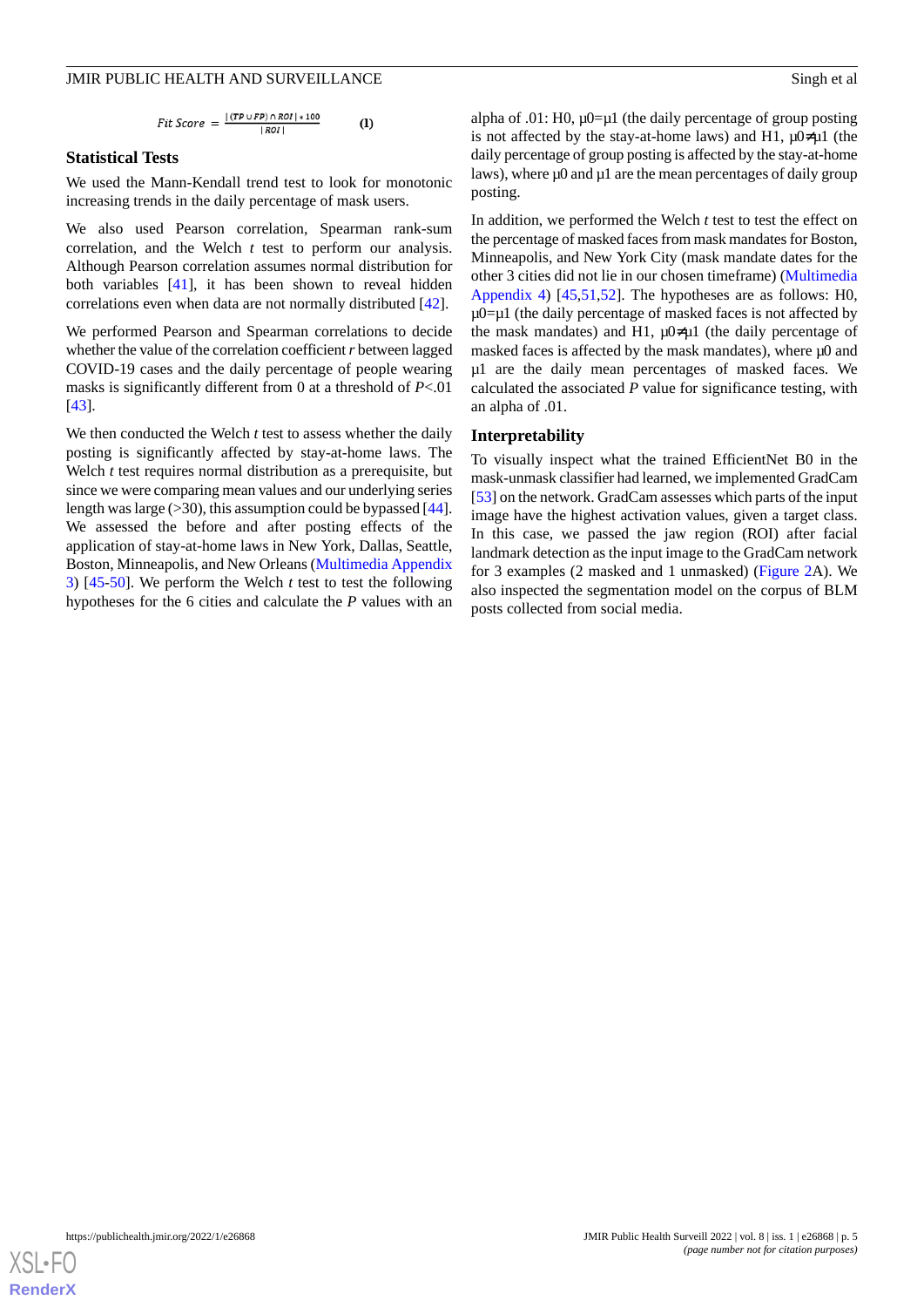$$Fit\ Score = \frac{|(TP \cup FP) \cap ROI| * 100}{|ROI|} \qquad (1)$$

### Statistical Tests

We used the Mann-Kendall trend test to look for monotonic increasing trends in the daily percentage of mask users.

We also used Pearson correlation, Spearman rank-sum correlation, and the Welch *t* test to perform our analysis. Although Pearson correlation assumes normal distribution for both variables [41], it has been shown to reveal hidden correlations even when data are not normally distributed [42].

We performed Pearson and Spearman correlations to decide whether the value of the correlation coefficient *r* between lagged COVID-19 cases and the daily percentage of people wearing masks is significantly different from 0 at a threshold of $P<.01$ [43].

We then conducted the Welch *t* test to assess whether the daily posting is significantly affected by stay-at-home laws. The Welch *t* test requires normal distribution as a prerequisite, but since we were comparing mean values and our underlying series length was large (>30), this assumption could be bypassed [44]. We assessed the before and after posting effects of the application of stay-at-home laws in New York, Dallas, Seattle, Boston, Minneapolis, and New Orleans (Multimedia Appendix 3) [45-50]. We perform the Welch *t* test to test the following hypotheses for the 6 cities and calculate the *P* values with an alpha of .01: H0, $\mu0=\mu1$ (the daily percentage of group posting is not affected by the stay-at-home laws) and H1, $\mu0\neq\mu1$ (the daily percentage of group posting is affected by the stay-at-home laws), where $\mu0$ and $\mu1$ are the mean percentages of daily group posting.

In addition, we performed the Welch *t* test to test the effect on the percentage of masked faces from mask mandates for Boston, Minneapolis, and New York City (mask mandate dates for the other 3 cities did not lie in our chosen timeframe) (Multimedia Appendix 4) [45,51,52]. The hypotheses are as follows: H0, $\mu0=\mu1$ (the daily percentage of masked faces is not affected by the mask mandates) and H1, $\mu0\neq\mu1$ (the daily percentage of masked faces is affected by the mask mandates), where $\mu0$ and $\mu1$ are the daily mean percentages of masked faces. We calculated the associated *P* value for significance testing, with an alpha of .01.

### Interpretability

To visually inspect what the trained EfficientNet B0 in the mask-unmask classifier had learned, we implemented GradCam [53] on the network. GradCam assesses which parts of the input image have the highest activation values, given a target class. In this case, we passed the jaw region (ROI) after facial landmark detection as the input image to the GradCam network for 3 examples (2 masked and 1 unmasked) (Figure 2A). We also inspected the segmentation model on the corpus of BLM posts collected from social media.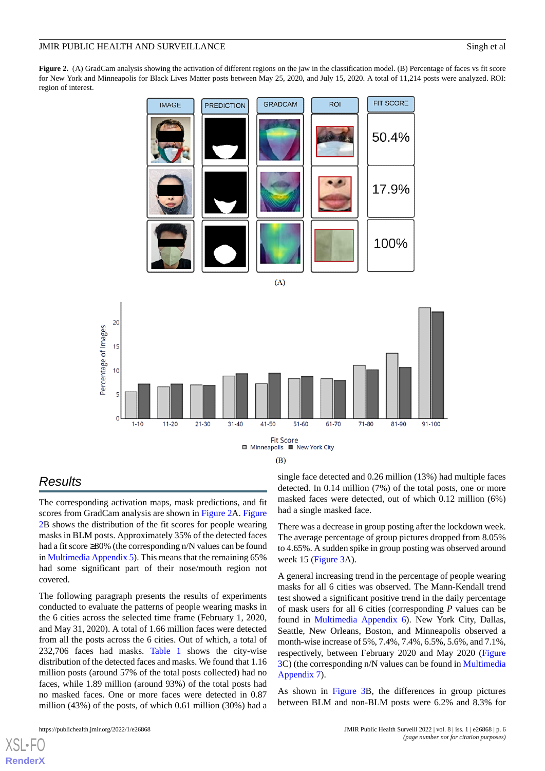**Figure 2.** (A) GradCam analysis showing the activation of different regions on the jaw in the classification model. (B) Percentage of faces vs fit score for New York and Minneapolis for Black Lives Matter posts between May 25, 2020, and July 15, 2020. A total of 11,214 posts were analyzed. ROI: region of interest.

## Results

The corresponding activation maps, mask predictions, and fit scores from GradCam analysis are shown in Figure 2A. Figure 2B shows the distribution of the fit scores for people wearing masks in BLM posts. Approximately 35% of the detected faces had a fit score ≥80% (the corresponding n/N values can be found in Multimedia Appendix 5). This means that the remaining 65% had some significant part of their nose/mouth region not covered.

The following paragraph presents the results of experiments conducted to evaluate the patterns of people wearing masks in the 6 cities across the selected time frame (February 1, 2020, and May 31, 2020). A total of 1.66 million faces were detected from all the posts across the 6 cities. Out of which, a total of 232,706 faces had masks. Table 1 shows the city-wise distribution of the detected faces and masks. We found that 1.16 million posts (around 57% of the total posts collected) had no faces, while 1.89 million (around 93%) of the total posts had no masked faces. One or more faces were detected in 0.87 million (43%) of the posts, of which 0.61 million (30%) had a single face detected and 0.26 million (13%) had multiple faces detected. In 0.14 million (7%) of the total posts, one or more masked faces were detected, out of which 0.12 million (6%) had a single masked face.

There was a decrease in group posting after the lockdown week. The average percentage of group pictures dropped from 8.05% to 4.65%. A sudden spike in group posting was observed around week 15 (Figure 3A).

A general increasing trend in the percentage of people wearing masks for all 6 cities was observed. The Mann-Kendall trend test showed a significant positive trend in the daily percentage of mask users for all 6 cities (corresponding *P* values can be found in Multimedia Appendix 6). New York City, Dallas, Seattle, New Orleans, Boston, and Minneapolis observed a month-wise increase of 5%, 7.4%, 7.4%, 6.5%, 5.6%, and 7.1%, respectively, between February 2020 and May 2020 (Figure 3C) (the corresponding n/N values can be found in Multimedia Appendix 7).

As shown in Figure 3B, the differences in group pictures between BLM and non-BLM posts were 6.2% and 8.3% for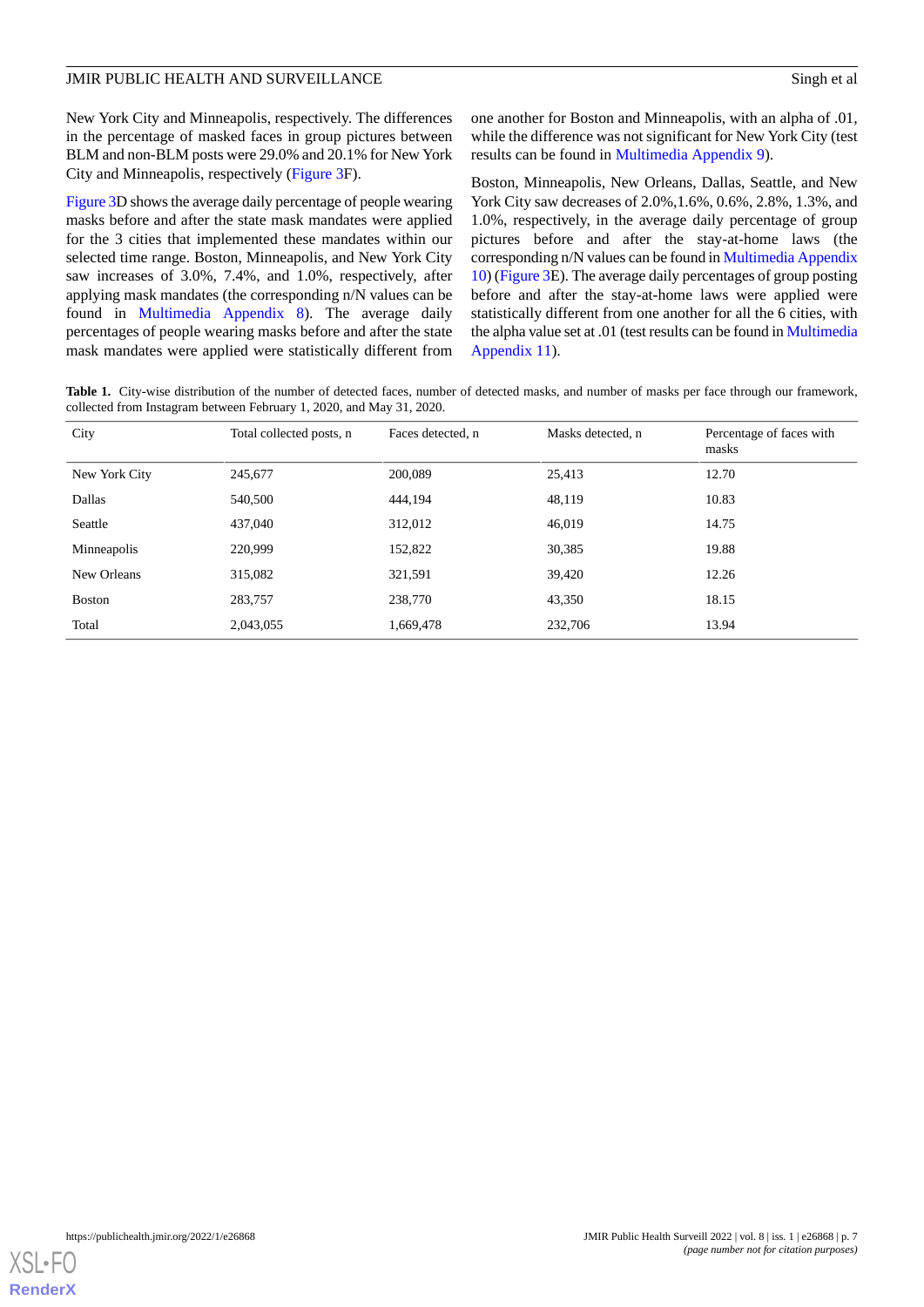New York City and Minneapolis, respectively. The differences in the percentage of masked faces in group pictures between BLM and non-BLM posts were 29.0% and 20.1% for New York City and Minneapolis, respectively (Figure 3F).

Figure 3D shows the average daily percentage of people wearing masks before and after the state mask mandates were applied for the 3 cities that implemented these mandates within our selected time range. Boston, Minneapolis, and New York City saw increases of 3.0%, 7.4%, and 1.0%, respectively, after applying mask mandates (the corresponding n/N values can be found in Multimedia Appendix 8). The average daily percentages of people wearing masks before and after the state mask mandates were applied were statistically different from one another for Boston and Minneapolis, with an alpha of .01, while the difference was not significant for New York City (test results can be found in Multimedia Appendix 9).

Boston, Minneapolis, New Orleans, Dallas, Seattle, and New York City saw decreases of 2.0%,1.6%, 0.6%, 2.8%, 1.3%, and 1.0%, respectively, in the average daily percentage of group pictures before and after the stay-at-home laws (the corresponding n/N values can be found in Multimedia Appendix 10) (Figure 3E). The average daily percentages of group posting before and after the stay-at-home laws were applied were statistically different from one another for all the 6 cities, with the alpha value set at .01 (test results can be found in Multimedia Appendix 11).

**Table 1.** City-wise distribution of the number of detected faces, number of detected masks, and number of masks per face through our framework, collected from Instagram between February 1, 2020, and May 31, 2020.

| City | Total collected posts, n | Faces detected, n | Masks detected, n | Percentage of faces with masks |
|---|---|---|---|---|
| New York City | 245,677 | 200,089 | 25,413 | 12.70 |
| Dallas | 540,500 | 444,194 | 48,119 | 10.83 |
| Seattle | 437,040 | 312,012 | 46,019 | 14.75 |
| Minneapolis | 220,999 | 152,822 | 30,385 | 19.88 |
| New Orleans | 315,082 | 321,591 | 39,420 | 12.26 |
| Boston | 283,757 | 238,770 | 43,350 | 18.15 |
| Total | 2,043,055 | 1,669,478 | 232,706 | 13.94 |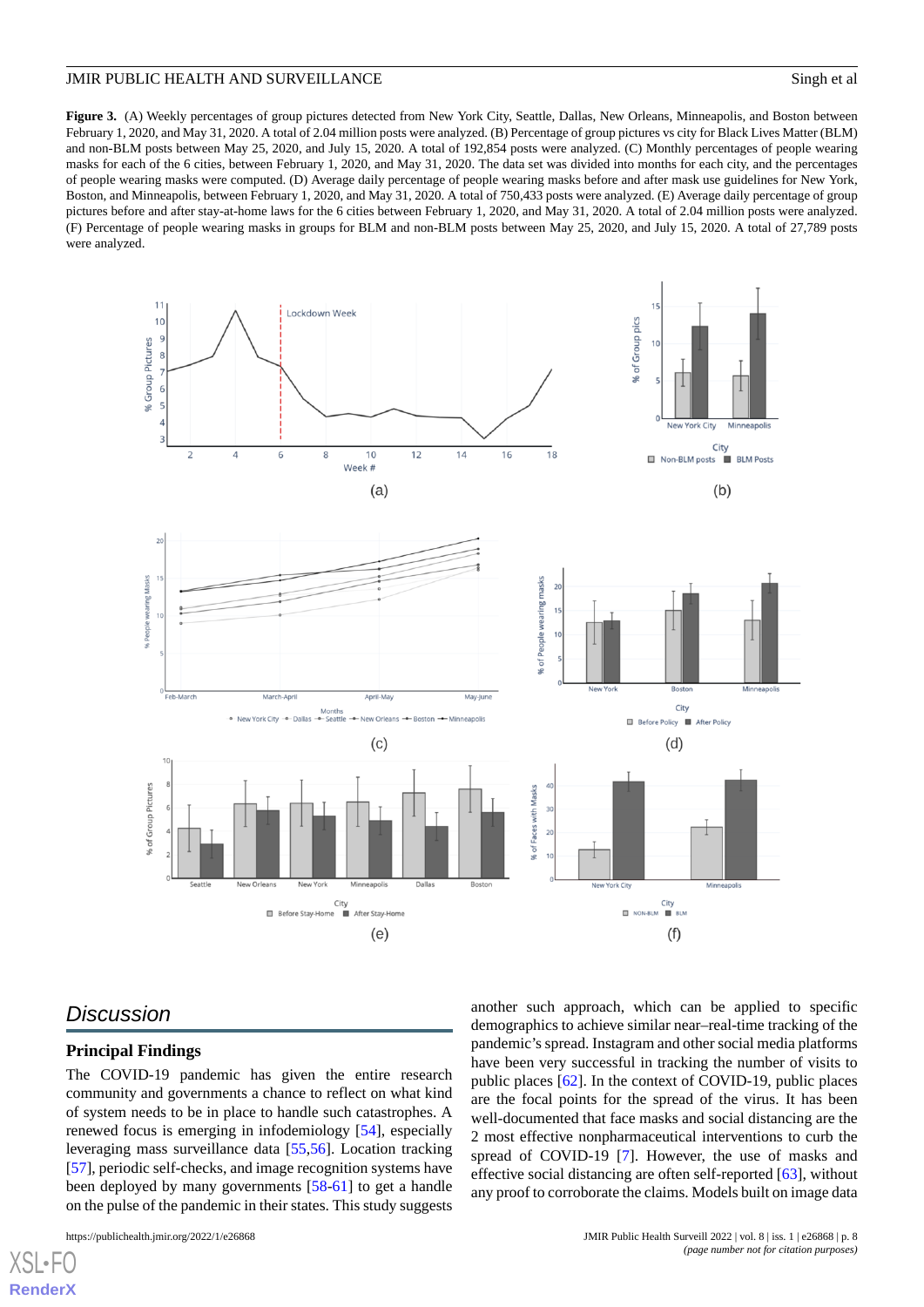**Figure 3.** (A) Weekly percentages of group pictures detected from New York City, Seattle, Dallas, New Orleans, Minneapolis, and Boston between February 1, 2020, and May 31, 2020. A total of 2.04 million posts were analyzed. (B) Percentage of group pictures vs city for Black Lives Matter (BLM) and non-BLM posts between May 25, 2020, and July 15, 2020. A total of 192,854 posts were analyzed. (C) Monthly percentages of people wearing masks for each of the 6 cities, between February 1, 2020, and May 31, 2020. The data set was divided into months for each city, and the percentages of people wearing masks were computed. (D) Average daily percentage of people wearing masks before and after mask use guidelines for New York, Boston, and Minneapolis, between February 1, 2020, and May 31, 2020. A total of 750,433 posts were analyzed. (E) Average daily percentage of group pictures before and after stay-at-home laws for the 6 cities between February 1, 2020, and May 31, 2020. A total of 2.04 million posts were analyzed. (F) Percentage of people wearing masks in groups for BLM and non-BLM posts between May 25, 2020, and July 15, 2020. A total of 27,789 posts were analyzed.

## Discussion

### Principal Findings

The COVID-19 pandemic has given the entire research community and governments a chance to reflect on what kind of system needs to be in place to handle such catastrophes. A renewed focus is emerging in infodemiology [54], especially leveraging mass surveillance data [55,56]. Location tracking [57], periodic self-checks, and image recognition systems have been deployed by many governments [58-61] to get a handle on the pulse of the pandemic in their states. This study suggests another such approach, which can be applied to specific demographics to achieve similar near–real-time tracking of the pandemic's spread. Instagram and other social media platforms have been very successful in tracking the number of visits to public places [62]. In the context of COVID-19, public places are the focal points for the spread of the virus. It has been well-documented that face masks and social distancing are the 2 most effective nonpharmaceutical interventions to curb the spread of COVID-19 [7]. However, the use of masks and effective social distancing are often self-reported [63], without any proof to corroborate the claims. Models built on image data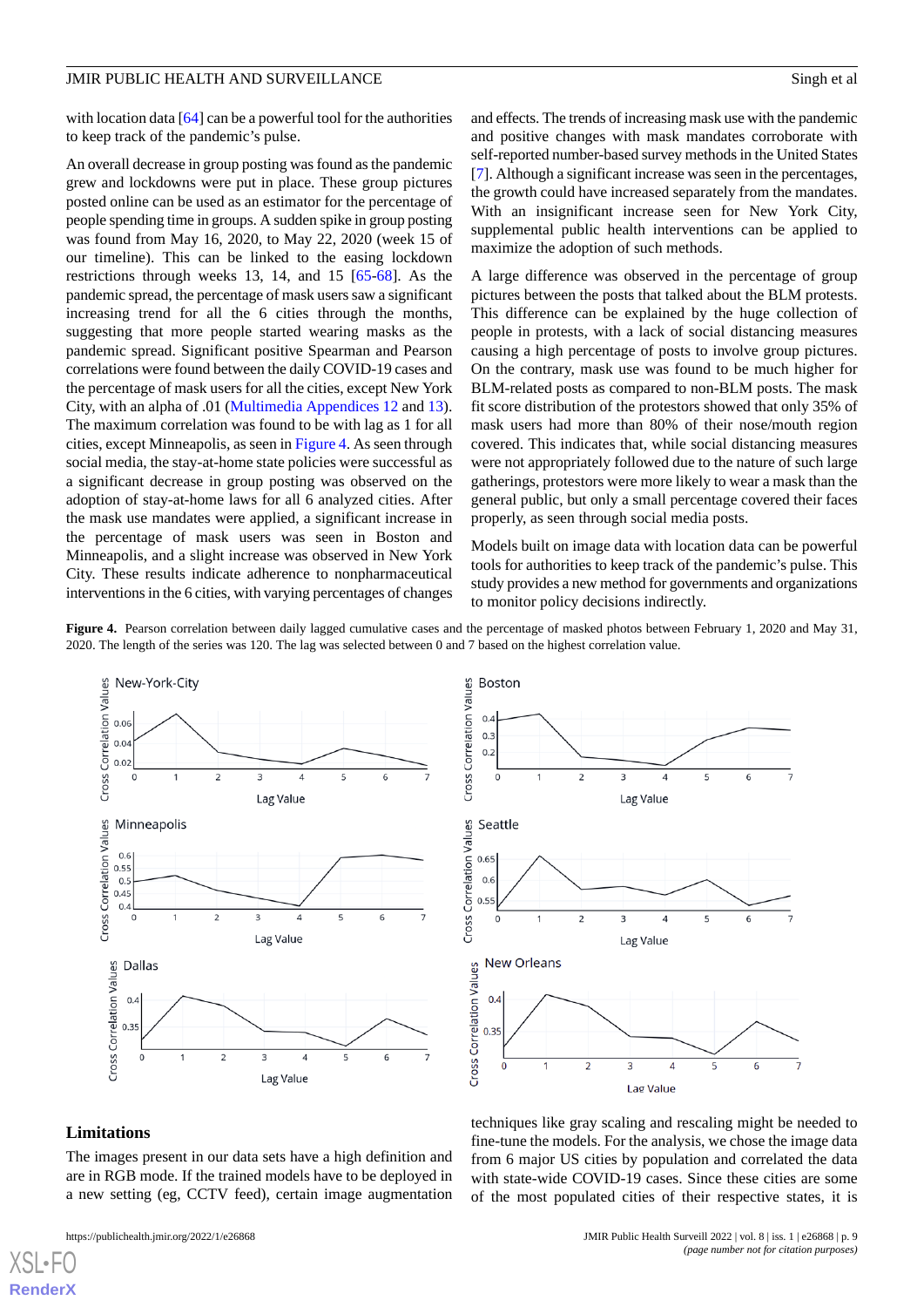with location data [64] can be a powerful tool for the authorities to keep track of the pandemic's pulse.

An overall decrease in group posting was found as the pandemic grew and lockdowns were put in place. These group pictures posted online can be used as an estimator for the percentage of people spending time in groups. A sudden spike in group posting was found from May 16, 2020, to May 22, 2020 (week 15 of our timeline). This can be linked to the easing lockdown restrictions through weeks 13, 14, and 15 [65-68]. As the pandemic spread, the percentage of mask users saw a significant increasing trend for all the 6 cities through the months, suggesting that more people started wearing masks as the pandemic spread. Significant positive Spearman and Pearson correlations were found between the daily COVID-19 cases and the percentage of mask users for all the cities, except New York City, with an alpha of .01 (Multimedia Appendices 12 and 13). The maximum correlation was found to be with lag as 1 for all cities, except Minneapolis, as seen in Figure 4. As seen through social media, the stay-at-home state policies were successful as a significant decrease in group posting was observed on the adoption of stay-at-home laws for all 6 analyzed cities. After the mask use mandates were applied, a significant increase in the percentage of mask users was seen in Boston and Minneapolis, and a slight increase was observed in New York City. These results indicate adherence to nonpharmaceutical interventions in the 6 cities, with varying percentages of changes and effects. The trends of increasing mask use with the pandemic and positive changes with mask mandates corroborate with self-reported number-based survey methods in the United States [7]. Although a significant increase was seen in the percentages, the growth could have increased separately from the mandates. With an insignificant increase seen for New York City, supplemental public health interventions can be applied to maximize the adoption of such methods.

A large difference was observed in the percentage of group pictures between the posts that talked about the BLM protests. This difference can be explained by the huge collection of people in protests, with a lack of social distancing measures causing a high percentage of posts to involve group pictures. On the contrary, mask use was found to be much higher for BLM-related posts as compared to non-BLM posts. The mask fit score distribution of the protestors showed that only 35% of mask users had more than 80% of their nose/mouth region covered. This indicates that, while social distancing measures were not appropriately followed due to the nature of such large gatherings, protestors were more likely to wear a mask than the general public, but only a small percentage covered their faces properly, as seen through social media posts.

Models built on image data with location data can be powerful tools for authorities to keep track of the pandemic's pulse. This study provides a new method for governments and organizations to monitor policy decisions indirectly.

**Figure 4.** Pearson correlation between daily lagged cumulative cases and the percentage of masked photos between February 1, 2020 and May 31, 2020. The length of the series was 120. The lag was selected between 0 and 7 based on the highest correlation value.

## Limitations

The images present in our data sets have a high definition and are in RGB mode. If the trained models have to be deployed in a new setting (eg, CCTV feed), certain image augmentation techniques like gray scaling and rescaling might be needed to fine-tune the models. For the analysis, we chose the image data from 6 major US cities by population and correlated the data with state-wide COVID-19 cases. Since these cities are some of the most populated cities of their respective states, it is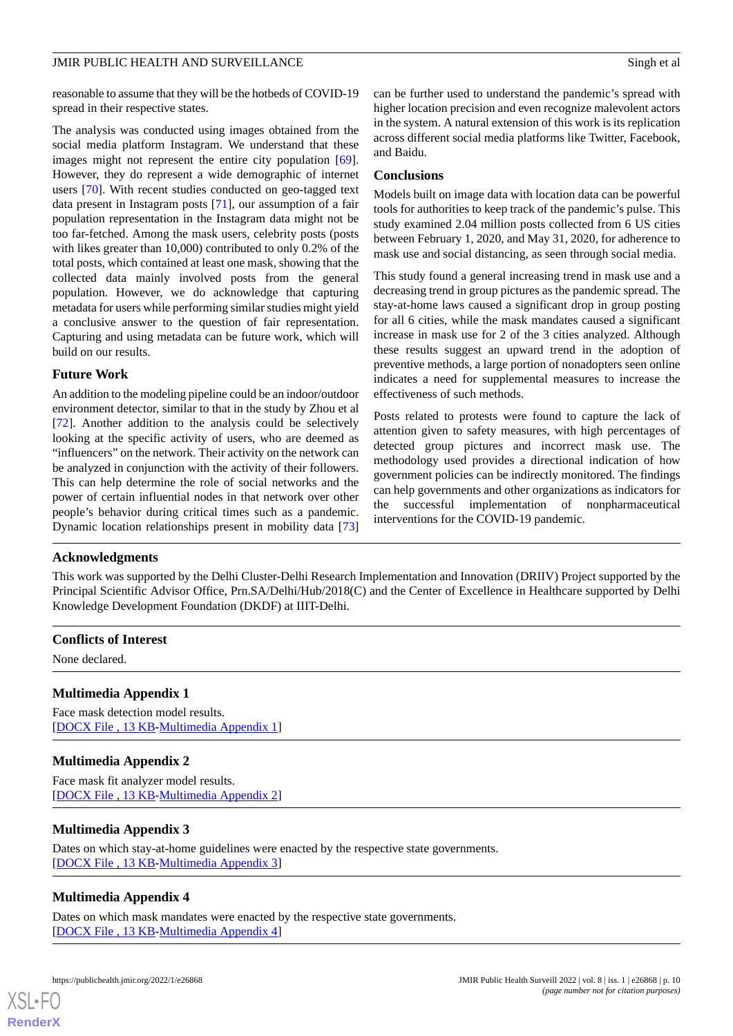reasonable to assume that they will be the hotbeds of COVID-19 spread in their respective states.

The analysis was conducted using images obtained from the social media platform Instagram. We understand that these images might not represent the entire city population [69]. However, they do represent a wide demographic of internet users [70]. With recent studies conducted on geo-tagged text data present in Instagram posts [71], our assumption of a fair population representation in the Instagram data might not be too far-fetched. Among the mask users, celebrity posts (posts with likes greater than 10,000) contributed to only 0.2% of the total posts, which contained at least one mask, showing that the collected data mainly involved posts from the general population. However, we do acknowledge that capturing metadata for users while performing similar studies might yield a conclusive answer to the question of fair representation. Capturing and using metadata can be future work, which will build on our results.

### Future Work

An addition to the modeling pipeline could be an indoor/outdoor environment detector, similar to that in the study by Zhou et al [72]. Another addition to the analysis could be selectively looking at the specific activity of users, who are deemed as "influencers" on the network. Their activity on the network can be analyzed in conjunction with the activity of their followers. This can help determine the role of social networks and the power of certain influential nodes in that network over other people's behavior during critical times such as a pandemic. Dynamic location relationships present in mobility data [73] can be further used to understand the pandemic's spread with higher location precision and even recognize malevolent actors in the system. A natural extension of this work is its replication across different social media platforms like Twitter, Facebook, and Baidu.

### Conclusions

Models built on image data with location data can be powerful tools for authorities to keep track of the pandemic's pulse. This study examined 2.04 million posts collected from 6 US cities between February 1, 2020, and May 31, 2020, for adherence to mask use and social distancing, as seen through social media.

This study found a general increasing trend in mask use and a decreasing trend in group pictures as the pandemic spread. The stay-at-home laws caused a significant drop in group posting for all 6 cities, while the mask mandates caused a significant increase in mask use for 2 of the 3 cities analyzed. Although these results suggest an upward trend in the adoption of preventive methods, a large portion of nonadopters seen online indicates a need for supplemental measures to increase the effectiveness of such methods.

Posts related to protests were found to capture the lack of attention given to safety measures, with high percentages of detected group pictures and incorrect mask use. The methodology used provides a directional indication of how government policies can be indirectly monitored. The findings can help governments and other organizations as indicators for the successful implementation of nonpharmaceutical interventions for the COVID-19 pandemic.

## Acknowledgments

This work was supported by the Delhi Cluster-Delhi Research Implementation and Innovation (DRIIV) Project supported by the Principal Scientific Advisor Office, Prn.SA/Delhi/Hub/2018(C) and the Center of Excellence in Healthcare supported by Delhi Knowledge Development Foundation (DKDF) at IIIT-Delhi.

## Conflicts of Interest

None declared.

## Multimedia Appendix 1

Face mask detection model results.
[DOCX File , 13 KB-Multimedia Appendix 1]

## Multimedia Appendix 2

Face mask fit analyzer model results.
[DOCX File , 13 KB-Multimedia Appendix 2]

## Multimedia Appendix 3

Dates on which stay-at-home guidelines were enacted by the respective state governments.
[DOCX File , 13 KB-Multimedia Appendix 3]

## Multimedia Appendix 4

Dates on which mask mandates were enacted by the respective state governments.
[DOCX File , 13 KB-Multimedia Appendix 4]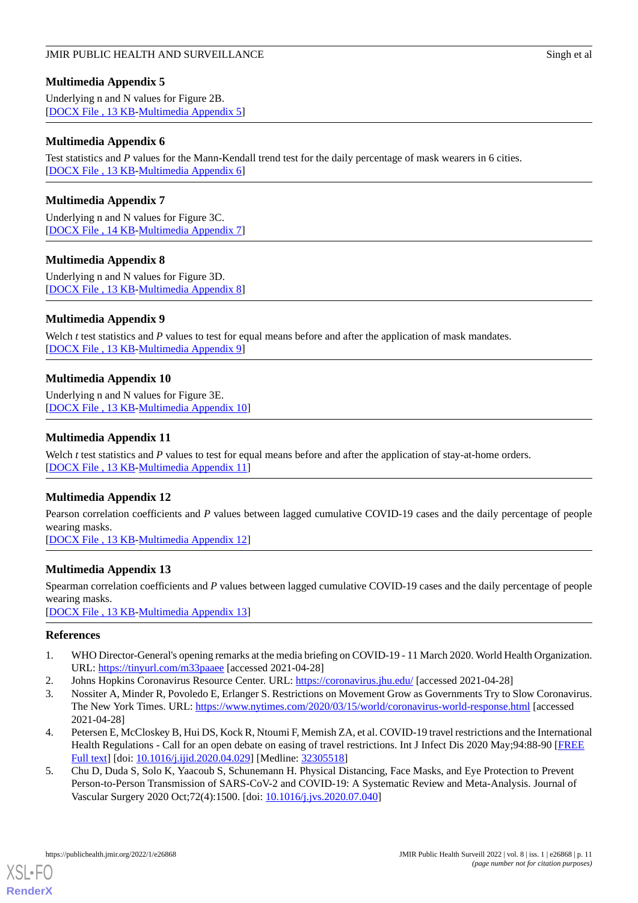### Multimedia Appendix 5

Underlying n and N values for Figure 2B.
[DOCX File , 13 KB-Multimedia Appendix 5]

### Multimedia Appendix 6

Test statistics and *P* values for the Mann-Kendall trend test for the daily percentage of mask wearers in 6 cities.
[DOCX File , 13 KB-Multimedia Appendix 6]

### Multimedia Appendix 7

Underlying n and N values for Figure 3C.
[DOCX File , 14 KB-Multimedia Appendix 7]

### Multimedia Appendix 8

Underlying n and N values for Figure 3D.
[DOCX File , 13 KB-Multimedia Appendix 8]

### Multimedia Appendix 9

Welch *t* test statistics and *P* values to test for equal means before and after the application of mask mandates.
[DOCX File , 13 KB-Multimedia Appendix 9]

### Multimedia Appendix 10

Underlying n and N values for Figure 3E.
[DOCX File , 13 KB-Multimedia Appendix 10]

### Multimedia Appendix 11

Welch *t* test statistics and *P* values to test for equal means before and after the application of stay-at-home orders.
[DOCX File , 13 KB-Multimedia Appendix 11]

### Multimedia Appendix 12

Pearson correlation coefficients and *P* values between lagged cumulative COVID-19 cases and the daily percentage of people wearing masks.
[DOCX File , 13 KB-Multimedia Appendix 12]

### Multimedia Appendix 13

Spearman correlation coefficients and *P* values between lagged cumulative COVID-19 cases and the daily percentage of people wearing masks.
[DOCX File , 13 KB-Multimedia Appendix 13]

## References

1. WHO Director-General's opening remarks at the media briefing on COVID-19 - 11 March 2020. World Health Organization. URL: https://tinyurl.com/m33paaee [accessed 2021-04-28]
2. Johns Hopkins Coronavirus Resource Center. URL: https://coronavirus.jhu.edu/ [accessed 2021-04-28]
3. Nossiter A, Minder R, Povoledo E, Erlanger S. Restrictions on Movement Grow as Governments Try to Slow Coronavirus. The New York Times. URL: https://www.nytimes.com/2020/03/15/world/coronavirus-world-response.html [accessed 2021-04-28]
4. Petersen E, McCloskey B, Hui DS, Kock R, Ntoumi F, Memish ZA, et al. COVID-19 travel restrictions and the International Health Regulations - Call for an open debate on easing of travel restrictions. Int J Infect Dis 2020 May;94:88-90 [FREE Full text] [doi: 10.1016/j.ijid.2020.04.029] [Medline: 32305518]
5. Chu D, Duda S, Solo K, Yaacoub S, Schunemann H. Physical Distancing, Face Masks, and Eye Protection to Prevent Person-to-Person Transmission of SARS-CoV-2 and COVID-19: A Systematic Review and Meta-Analysis. Journal of Vascular Surgery 2020 Oct;72(4):1500. [doi: 10.1016/j.jvs.2020.07.040]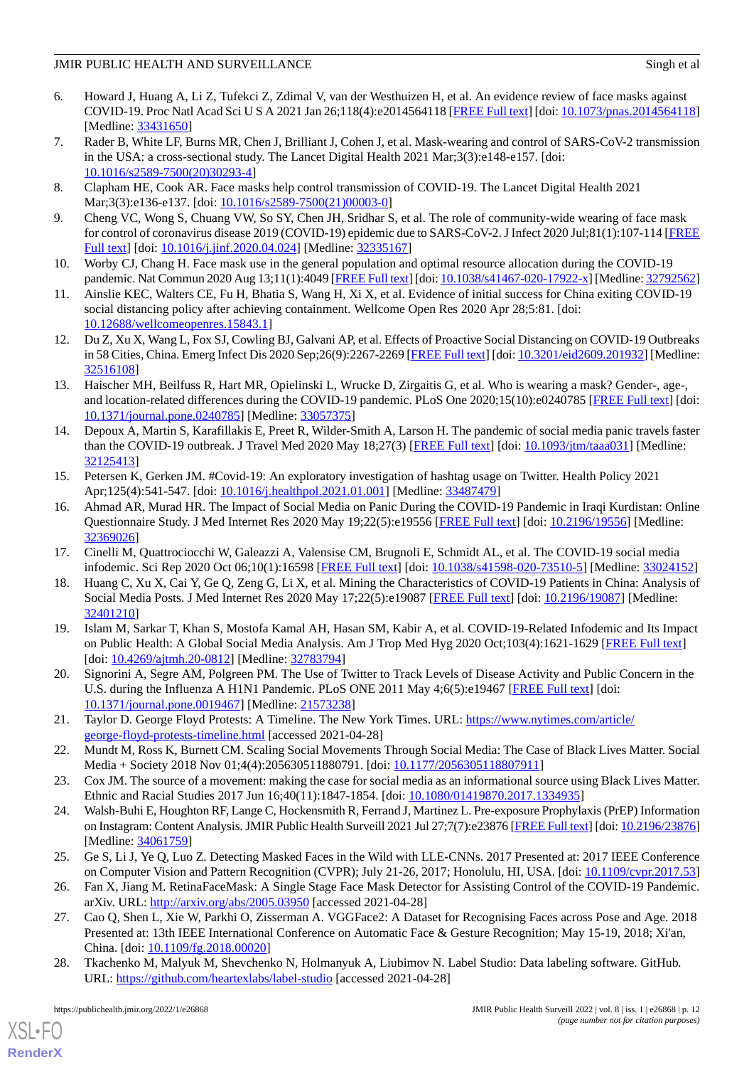6. Howard J, Huang A, Li Z, Tufekci Z, Zdimal V, van der Westhuizen H, et al. An evidence review of face masks against COVID-19. Proc Natl Acad Sci U S A 2021 Jan 26;118(4):e2014564118 [FREE Full text] [doi: 10.1073/pnas.2014564118] [Medline: 33431650]
7. Rader B, White LF, Burns MR, Chen J, Brilliant J, Cohen J, et al. Mask-wearing and control of SARS-CoV-2 transmission in the USA: a cross-sectional study. The Lancet Digital Health 2021 Mar;3(3):e148-e157. [doi: 10.1016/s2589-7500(20)30293-4]
8. Clapham HE, Cook AR. Face masks help control transmission of COVID-19. The Lancet Digital Health 2021 Mar;3(3):e136-e137. [doi: 10.1016/s2589-7500(21)00003-0]
9. Cheng VC, Wong S, Chuang VW, So SY, Chen JH, Sridhar S, et al. The role of community-wide wearing of face mask for control of coronavirus disease 2019 (COVID-19) epidemic due to SARS-CoV-2. J Infect 2020 Jul;81(1):107-114 [FREE Full text] [doi: 10.1016/j.jinf.2020.04.024] [Medline: 32335167]
10. Worby CJ, Chang H. Face mask use in the general population and optimal resource allocation during the COVID-19 pandemic. Nat Commun 2020 Aug 13;11(1):4049 [FREE Full text] [doi: 10.1038/s41467-020-17922-x] [Medline: 32792562]
11. Ainslie KEC, Walters CE, Fu H, Bhatia S, Wang H, Xi X, et al. Evidence of initial success for China exiting COVID-19 social distancing policy after achieving containment. Wellcome Open Res 2020 Apr 28;5:81. [doi: 10.12688/wellcomeopenres.15843.1]
12. Du Z, Xu X, Wang L, Fox SJ, Cowling BJ, Galvani AP, et al. Effects of Proactive Social Distancing on COVID-19 Outbreaks in 58 Cities, China. Emerg Infect Dis 2020 Sep;26(9):2267-2269 [FREE Full text] [doi: 10.3201/eid2609.201932] [Medline: 32516108]
13. Haischer MH, Beilfuss R, Hart MR, Opielinski L, Wrucke D, Zirgaitis G, et al. Who is wearing a mask? Gender-, age-, and location-related differences during the COVID-19 pandemic. PLoS One 2020;15(10):e0240785 [FREE Full text] [doi: 10.1371/journal.pone.0240785] [Medline: 33057375]
14. Depoux A, Martin S, Karafillakis E, Preet R, Wilder-Smith A, Larson H. The pandemic of social media panic travels faster than the COVID-19 outbreak. J Travel Med 2020 May 18;27(3) [FREE Full text] [doi: 10.1093/jtm/taaa031] [Medline: 32125413]
15. Petersen K, Gerken JM. #Covid-19: An exploratory investigation of hashtag usage on Twitter. Health Policy 2021 Apr;125(4):541-547. [doi: 10.1016/j.healthpol.2021.01.001] [Medline: 33487479]
16. Ahmad AR, Murad HR. The Impact of Social Media on Panic During the COVID-19 Pandemic in Iraqi Kurdistan: Online Questionnaire Study. J Med Internet Res 2020 May 19;22(5):e19556 [FREE Full text] [doi: 10.2196/19556] [Medline: 32369026]
17. Cinelli M, Quattrociocchi W, Galeazzi A, Valensise CM, Brugnoli E, Schmidt AL, et al. The COVID-19 social media infodemic. Sci Rep 2020 Oct 06;10(1):16598 [FREE Full text] [doi: 10.1038/s41598-020-73510-5] [Medline: 33024152]
18. Huang C, Xu X, Cai Y, Ge Q, Zeng G, Li X, et al. Mining the Characteristics of COVID-19 Patients in China: Analysis of Social Media Posts. J Med Internet Res 2020 May 17;22(5):e19087 [FREE Full text] [doi: 10.2196/19087] [Medline: 32401210]
19. Islam M, Sarkar T, Khan S, Mostofa Kamal AH, Hasan SM, Kabir A, et al. COVID-19-Related Infodemic and Its Impact on Public Health: A Global Social Media Analysis. Am J Trop Med Hyg 2020 Oct;103(4):1621-1629 [FREE Full text] [doi: 10.4269/ajtmh.20-0812] [Medline: 32783794]
20. Signorini A, Segre AM, Polgreen PM. The Use of Twitter to Track Levels of Disease Activity and Public Concern in the U.S. during the Influenza A H1N1 Pandemic. PLoS ONE 2011 May 4;6(5):e19467 [FREE Full text] [doi: 10.1371/journal.pone.0019467] [Medline: 21573238]
21. Taylor D. George Floyd Protests: A Timeline. The New York Times. URL: https://www.nytimes.com/article/george-floyd-protests-timeline.html [accessed 2021-04-28]
22. Mundt M, Ross K, Burnett CM. Scaling Social Movements Through Social Media: The Case of Black Lives Matter. Social Media + Society 2018 Nov 01;4(4):205630511880791. [doi: 10.1177/2056305118807911]
23. Cox JM. The source of a movement: making the case for social media as an informational source using Black Lives Matter. Ethnic and Racial Studies 2017 Jun 16;40(11):1847-1854. [doi: 10.1080/01419870.2017.1334935]
24. Walsh-Buhi E, Houghton RF, Lange C, Hockensmith R, Ferrand J, Martinez L. Pre-exposure Prophylaxis (PrEP) Information on Instagram: Content Analysis. JMIR Public Health Surveill 2021 Jul 27;7(7):e23876 [FREE Full text] [doi: 10.2196/23876] [Medline: 34061759]
25. Ge S, Li J, Ye Q, Luo Z. Detecting Masked Faces in the Wild with LLE-CNNs. 2017 Presented at: 2017 IEEE Conference on Computer Vision and Pattern Recognition (CVPR); July 21-26, 2017; Honolulu, HI, USA. [doi: 10.1109/cvpr.2017.53]
26. Fan X, Jiang M. RetinaFaceMask: A Single Stage Face Mask Detector for Assisting Control of the COVID-19 Pandemic. arXiv. URL: http://arxiv.org/abs/2005.03950 [accessed 2021-04-28]
27. Cao Q, Shen L, Xie W, Parkhi O, Zisserman A. VGGFace2: A Dataset for Recognising Faces across Pose and Age. 2018 Presented at: 13th IEEE International Conference on Automatic Face & Gesture Recognition; May 15-19, 2018; Xi'an, China. [doi: 10.1109/fg.2018.00020]
28. Tkachenko M, Malyuk M, Shevchenko N, Holmanyuk A, Liubimov N. Label Studio: Data labeling software. GitHub. URL: https://github.com/heartexlabs/label-studio [accessed 2021-04-28]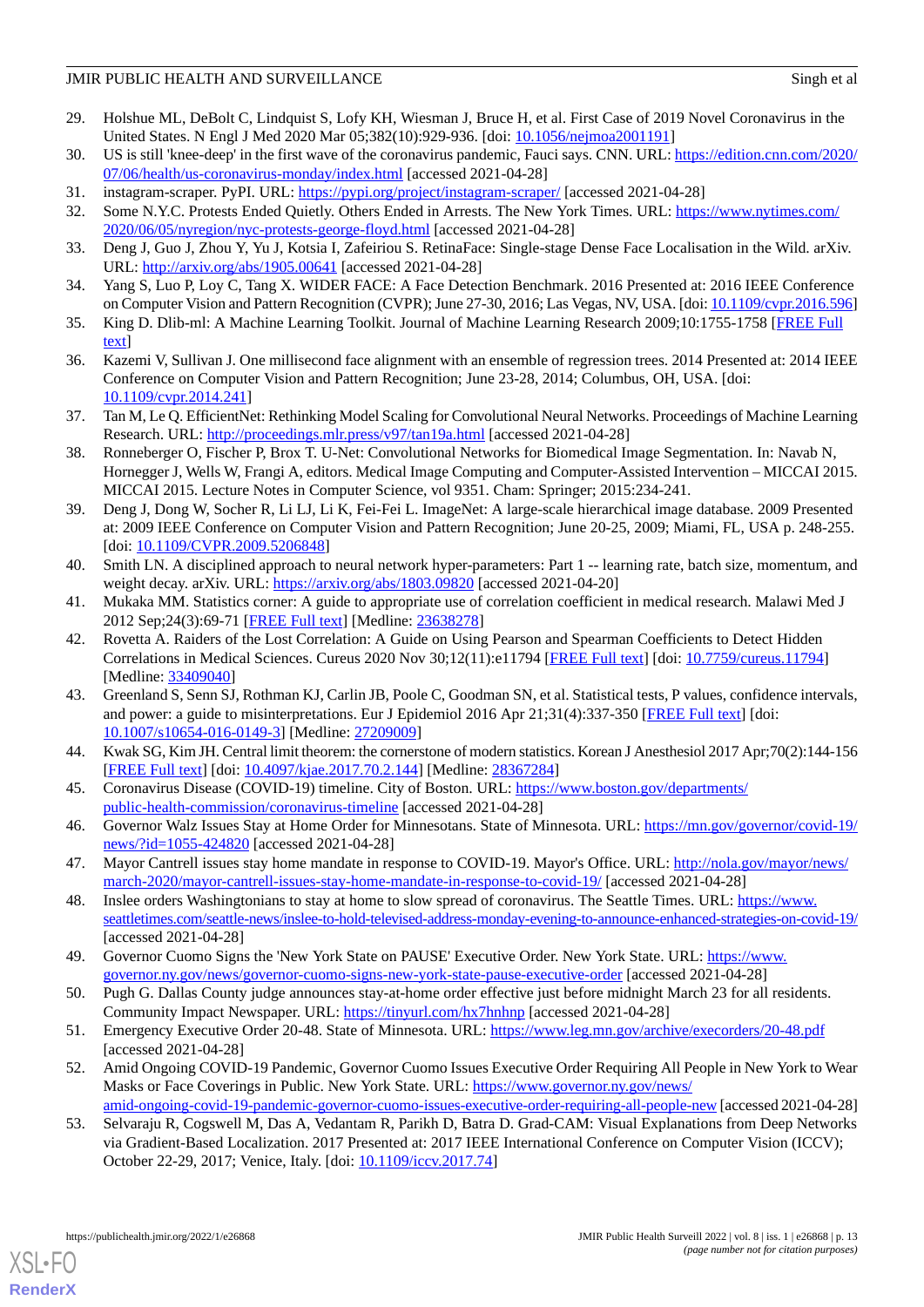29. Holshue ML, DeBolt C, Lindquist S, Lofy KH, Wiesman J, Bruce H, et al. First Case of 2019 Novel Coronavirus in the United States. N Engl J Med 2020 Mar 05;382(10):929-936. [doi: 10.1056/nejmoa2001191]
30. US is still 'knee-deep' in the first wave of the coronavirus pandemic, Fauci says. CNN. URL: https://edition.cnn.com/2020/07/06/health/us-coronavirus-monday/index.html [accessed 2021-04-28]
31. instagram-scraper. PyPI. URL: https://pypi.org/project/instagram-scraper/ [accessed 2021-04-28]
32. Some N.Y.C. Protests Ended Quietly. Others Ended in Arrests. The New York Times. URL: https://www.nytimes.com/2020/06/05/nyregion/nyc-protests-george-floyd.html [accessed 2021-04-28]
33. Deng J, Guo J, Zhou Y, Yu J, Kotsia I, Zafeiriou S. RetinaFace: Single-stage Dense Face Localisation in the Wild. arXiv. URL: http://arxiv.org/abs/1905.00641 [accessed 2021-04-28]
34. Yang S, Luo P, Loy C, Tang X. WIDER FACE: A Face Detection Benchmark. 2016 Presented at: 2016 IEEE Conference on Computer Vision and Pattern Recognition (CVPR); June 27-30, 2016; Las Vegas, NV, USA. [doi: 10.1109/cvpr.2016.596]
35. King D. Dlib-ml: A Machine Learning Toolkit. Journal of Machine Learning Research 2009;10:1755-1758 [FREE Full text]
36. Kazemi V, Sullivan J. One millisecond face alignment with an ensemble of regression trees. 2014 Presented at: 2014 IEEE Conference on Computer Vision and Pattern Recognition; June 23-28, 2014; Columbus, OH, USA. [doi: 10.1109/cvpr.2014.241]
37. Tan M, Le Q. EfficientNet: Rethinking Model Scaling for Convolutional Neural Networks. Proceedings of Machine Learning Research. URL: http://proceedings.mlr.press/v97/tan19a.html [accessed 2021-04-28]
38. Ronneberger O, Fischer P, Brox T. U-Net: Convolutional Networks for Biomedical Image Segmentation. In: Navab N, Hornegger J, Wells W, Frangi A, editors. Medical Image Computing and Computer-Assisted Intervention – MICCAI 2015. MICCAI 2015. Lecture Notes in Computer Science, vol 9351. Cham: Springer; 2015:234-241.
39. Deng J, Dong W, Socher R, Li LJ, Li K, Fei-Fei L. ImageNet: A large-scale hierarchical image database. 2009 Presented at: 2009 IEEE Conference on Computer Vision and Pattern Recognition; June 20-25, 2009; Miami, FL, USA p. 248-255. [doi: 10.1109/CVPR.2009.5206848]
40. Smith LN. A disciplined approach to neural network hyper-parameters: Part 1 -- learning rate, batch size, momentum, and weight decay. arXiv. URL: https://arxiv.org/abs/1803.09820 [accessed 2021-04-20]
41. Mukaka MM. Statistics corner: A guide to appropriate use of correlation coefficient in medical research. Malawi Med J 2012 Sep;24(3):69-71 [FREE Full text] [Medline: 23638278]
42. Rovetta A. Raiders of the Lost Correlation: A Guide on Using Pearson and Spearman Coefficients to Detect Hidden Correlations in Medical Sciences. Cureus 2020 Nov 30;12(11):e11794 [FREE Full text] [doi: 10.7759/cureus.11794] [Medline: 33409040]
43. Greenland S, Senn SJ, Rothman KJ, Carlin JB, Poole C, Goodman SN, et al. Statistical tests, P values, confidence intervals, and power: a guide to misinterpretations. Eur J Epidemiol 2016 Apr 21;31(4):337-350 [FREE Full text] [doi: 10.1007/s10654-016-0149-3] [Medline: 27209009]
44. Kwak SG, Kim JH. Central limit theorem: the cornerstone of modern statistics. Korean J Anesthesiol 2017 Apr;70(2):144-156 [FREE Full text] [doi: 10.4097/kjae.2017.70.2.144] [Medline: 28367284]
45. Coronavirus Disease (COVID-19) timeline. City of Boston. URL: https://www.boston.gov/departments/public-health-commission/coronavirus-timeline [accessed 2021-04-28]
46. Governor Walz Issues Stay at Home Order for Minnesotans. State of Minnesota. URL: https://mn.gov/governor/covid-19/news/?id=1055-424820 [accessed 2021-04-28]
47. Mayor Cantrell issues stay home mandate in response to COVID-19. Mayor's Office. URL: http://nola.gov/mayor/news/march-2020/mayor-cantrell-issues-stay-home-mandate-in-response-to-covid-19/ [accessed 2021-04-28]
48. Inslee orders Washingtonians to stay at home to slow spread of coronavirus. The Seattle Times. URL: https://www.seattletimes.com/seattle-news/inslee-to-hold-televised-address-monday-evening-to-announce-enhanced-strategies-on-covid-19/ [accessed 2021-04-28]
49. Governor Cuomo Signs the 'New York State on PAUSE' Executive Order. New York State. URL: https://www.governor.ny.gov/news/governor-cuomo-signs-new-york-state-pause-executive-order [accessed 2021-04-28]
50. Pugh G. Dallas County judge announces stay-at-home order effective just before midnight March 23 for all residents. Community Impact Newspaper. URL: https://tinyurl.com/hx7hnhnp [accessed 2021-04-28]
51. Emergency Executive Order 20-48. State of Minnesota. URL: https://www.leg.mn.gov/archive/execorders/20-48.pdf [accessed 2021-04-28]
52. Amid Ongoing COVID-19 Pandemic, Governor Cuomo Issues Executive Order Requiring All People in New York to Wear Masks or Face Coverings in Public. New York State. URL: https://www.governor.ny.gov/news/amid-ongoing-covid-19-pandemic-governor-cuomo-issues-executive-order-requiring-all-people-new [accessed 2021-04-28]
53. Selvaraju R, Cogswell M, Das A, Vedantam R, Parikh D, Batra D. Grad-CAM: Visual Explanations from Deep Networks via Gradient-Based Localization. 2017 Presented at: 2017 IEEE International Conference on Computer Vision (ICCV); October 22-29, 2017; Venice, Italy. [doi: 10.1109/iccv.2017.74]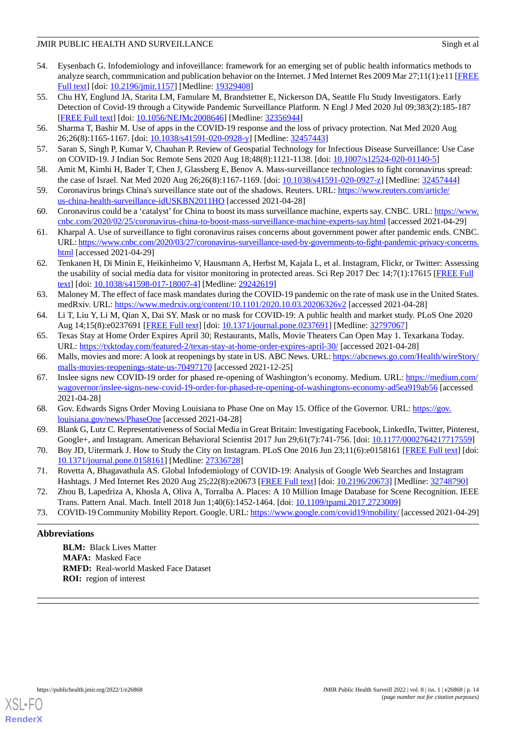54. Eysenbach G. Infodemiology and infoveillance: framework for an emerging set of public health informatics methods to analyze search, communication and publication behavior on the Internet. J Med Internet Res 2009 Mar 27;11(1):e11 [FREE Full text] [doi: 10.2196/jmir.1157] [Medline: 19329408]
55. Chu HY, Englund JA, Starita LM, Famulare M, Brandstetter E, Nickerson DA, Seattle Flu Study Investigators. Early Detection of Covid-19 through a Citywide Pandemic Surveillance Platform. N Engl J Med 2020 Jul 09;383(2):185-187 [FREE Full text] [doi: 10.1056/NEJMc2008646] [Medline: 32356944]
56. Sharma T, Bashir M. Use of apps in the COVID-19 response and the loss of privacy protection. Nat Med 2020 Aug 26;26(8):1165-1167. [doi: 10.1038/s41591-020-0928-y] [Medline: 32457443]
57. Saran S, Singh P, Kumar V, Chauhan P. Review of Geospatial Technology for Infectious Disease Surveillance: Use Case on COVID-19. J Indian Soc Remote Sens 2020 Aug 18;48(8):1121-1138. [doi: 10.1007/s12524-020-01140-5]
58. Amit M, Kimhi H, Bader T, Chen J, Glassberg E, Benov A. Mass-surveillance technologies to fight coronavirus spread: the case of Israel. Nat Med 2020 Aug 26;26(8):1167-1169. [doi: 10.1038/s41591-020-0927-z] [Medline: 32457444]
59. Coronavirus brings China's surveillance state out of the shadows. Reuters. URL: https://www.reuters.com/article/us-china-health-surveillance-idUSKBN2011HO [accessed 2021-04-28]
60. Coronavirus could be a 'catalyst' for China to boost its mass surveillance machine, experts say. CNBC. URL: https://www.cnbc.com/2020/02/25/coronavirus-china-to-boost-mass-surveillance-machine-experts-say.html [accessed 2021-04-29]
61. Kharpal A. Use of surveillance to fight coronavirus raises concerns about government power after pandemic ends. CNBC. URL: https://www.cnbc.com/2020/03/27/coronavirus-surveillance-used-by-governments-to-fight-pandemic-privacy-concerns.html [accessed 2021-04-29]
62. Tenkanen H, Di Minin E, Heikinheimo V, Hausmann A, Herbst M, Kajala L, et al. Instagram, Flickr, or Twitter: Assessing the usability of social media data for visitor monitoring in protected areas. Sci Rep 2017 Dec 14;7(1):17615 [FREE Full text] [doi: 10.1038/s41598-017-18007-4] [Medline: 29242619]
63. Maloney M. The effect of face mask mandates during the COVID-19 pandemic on the rate of mask use in the United States. medRxiv. URL: https://www.medrxiv.org/content/10.1101/2020.10.03.20206326v2 [accessed 2021-04-28]
64. Li T, Liu Y, Li M, Qian X, Dai SY. Mask or no mask for COVID-19: A public health and market study. PLoS One 2020 Aug 14;15(8):e0237691 [FREE Full text] [doi: 10.1371/journal.pone.0237691] [Medline: 32797067]
65. Texas Stay at Home Order Expires April 30; Restaurants, Malls, Movie Theaters Can Open May 1. Texarkana Today. URL: https://txktoday.com/featured-2/texas-stay-at-home-order-expires-april-30/ [accessed 2021-04-28]
66. Malls, movies and more: A look at reopenings by state in US. ABC News. URL: https://abcnews.go.com/Health/wireStory/malls-movies-reopenings-state-us-70497170 [accessed 2021-12-25]
67. Inslee signs new COVID-19 order for phased re-opening of Washington's economy. Medium. URL: https://medium.com/wagovernor/inslee-signs-new-covid-19-order-for-phased-re-opening-of-washingtons-economy-ad5ea919ab56 [accessed 2021-04-28]
68. Gov. Edwards Signs Order Moving Louisiana to Phase One on May 15. Office of the Governor. URL: https://gov.louisiana.gov/news/PhaseOne [accessed 2021-04-28]
69. Blank G, Lutz C. Representativeness of Social Media in Great Britain: Investigating Facebook, LinkedIn, Twitter, Pinterest, Google+, and Instagram. American Behavioral Scientist 2017 Jun 29;61(7):741-756. [doi: 10.1177/0002764217717559]
70. Boy JD, Uitermark J. How to Study the City on Instagram. PLoS One 2016 Jun 23;11(6):e0158161 [FREE Full text] [doi: 10.1371/journal.pone.0158161] [Medline: 27336728]
71. Rovetta A, Bhagavathula AS. Global Infodemiology of COVID-19: Analysis of Google Web Searches and Instagram Hashtags. J Med Internet Res 2020 Aug 25;22(8):e20673 [FREE Full text] [doi: 10.2196/20673] [Medline: 32748790]
72. Zhou B, Lapedriza A, Khosla A, Oliva A, Torralba A. Places: A 10 Million Image Database for Scene Recognition. IEEE Trans. Pattern Anal. Mach. Intell 2018 Jun 1;40(6):1452-1464. [doi: 10.1109/tpami.2017.2723009]
73. COVID-19 Community Mobility Report. Google. URL: https://www.google.com/covid19/mobility/ [accessed 2021-04-29]

## Abbreviations

**BLM:** Black Lives Matter
**MAFA:** Masked Face
**RMFD:** Real-world Masked Face Dataset
**ROI:** region of interest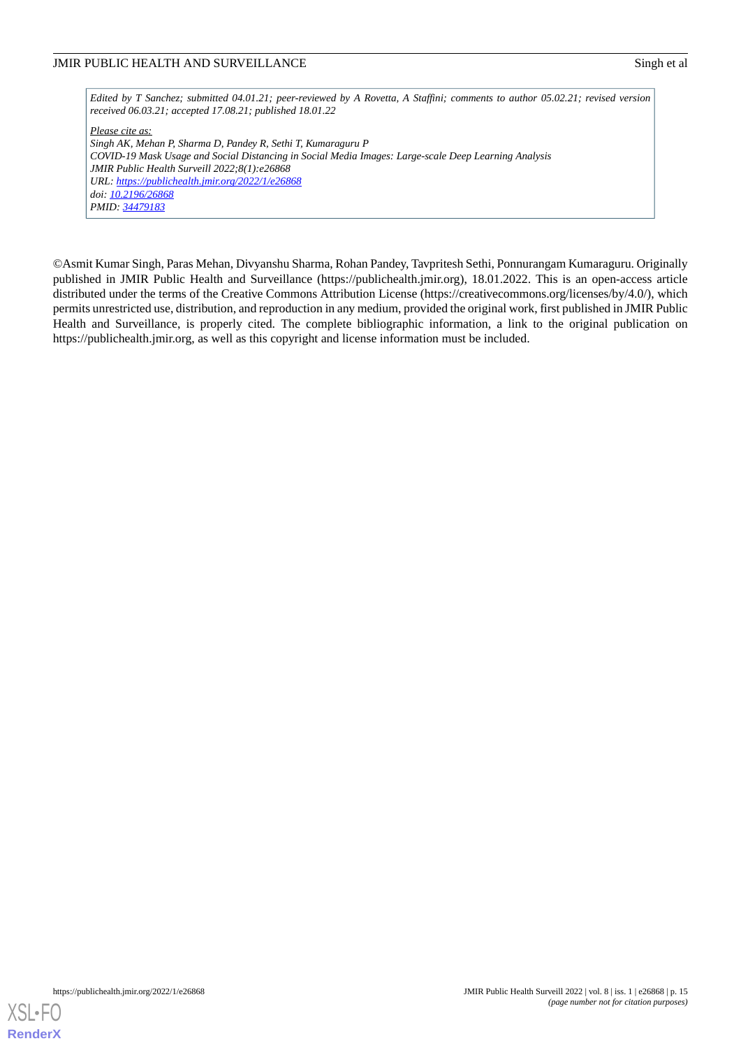*Edited by T Sanchez; submitted 04.01.21; peer-reviewed by A Rovetta, A Staffini; comments to author 05.02.21; revised version received 06.03.21; accepted 17.08.21; published 18.01.22*

*Please cite as:*
*Singh AK, Mehan P, Sharma D, Pandey R, Sethi T, Kumaraguru P*
*COVID-19 Mask Usage and Social Distancing in Social Media Images: Large-scale Deep Learning Analysis*
*JMIR Public Health Surveill 2022;8(1):e26868*
*URL: https://publichealth.jmir.org/2022/1/e26868*
*doi: 10.2196/26868*
*PMID: 34479183*

©Asmit Kumar Singh, Paras Mehan, Divyanshu Sharma, Rohan Pandey, Tavpritesh Sethi, Ponnurangam Kumaraguru. Originally published in JMIR Public Health and Surveillance (https://publichealth.jmir.org), 18.01.2022. This is an open-access article distributed under the terms of the Creative Commons Attribution License (https://creativecommons.org/licenses/by/4.0/), which permits unrestricted use, distribution, and reproduction in any medium, provided the original work, first published in JMIR Public Health and Surveillance, is properly cited. The complete bibliographic information, a link to the original publication on https://publichealth.jmir.org, as well as this copyright and license information must be included.